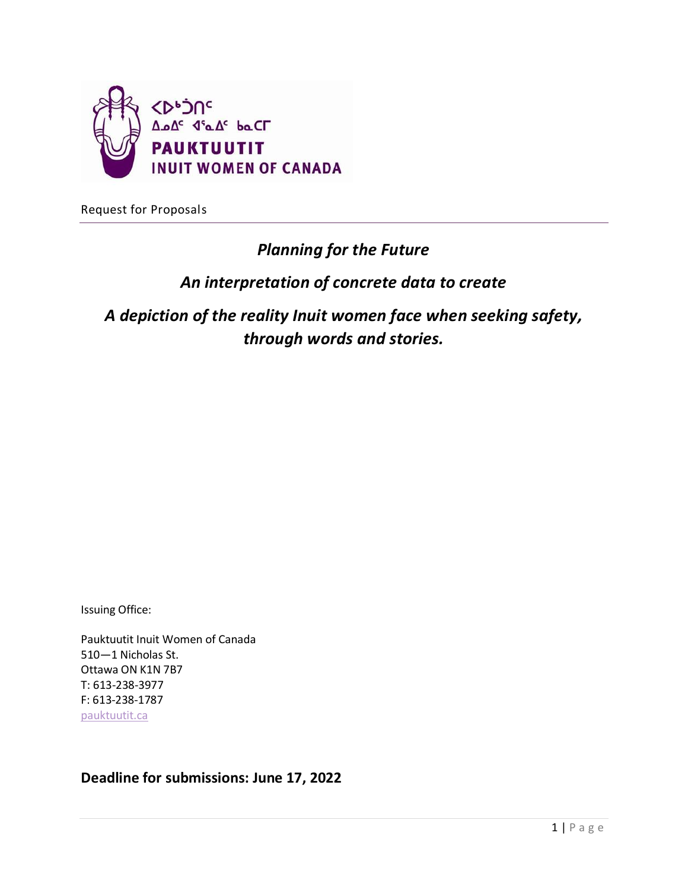ᐳᐅᒃᑑᑎᑦ
ᐃᓄᐃᑦ ᐊᕐᓇᐃᑦ ᑲᓇᑕᒥ
**PAUKTUUTIT**
**INUIT WOMEN OF CANADA**

Request for Proposals

# *Planning for the Future*

## *An interpretation of concrete data to create*

## *A depiction of the reality Inuit women face when seeking safety, through words and stories.*

Issuing Office:

Pauktuutit Inuit Women of Canada
510—1 Nicholas St.
Ottawa ON K1N 7B7
T: 613-238-3977
F: 613-238-1787
pauktuutit.ca

### Deadline for submissions: June 17, 2022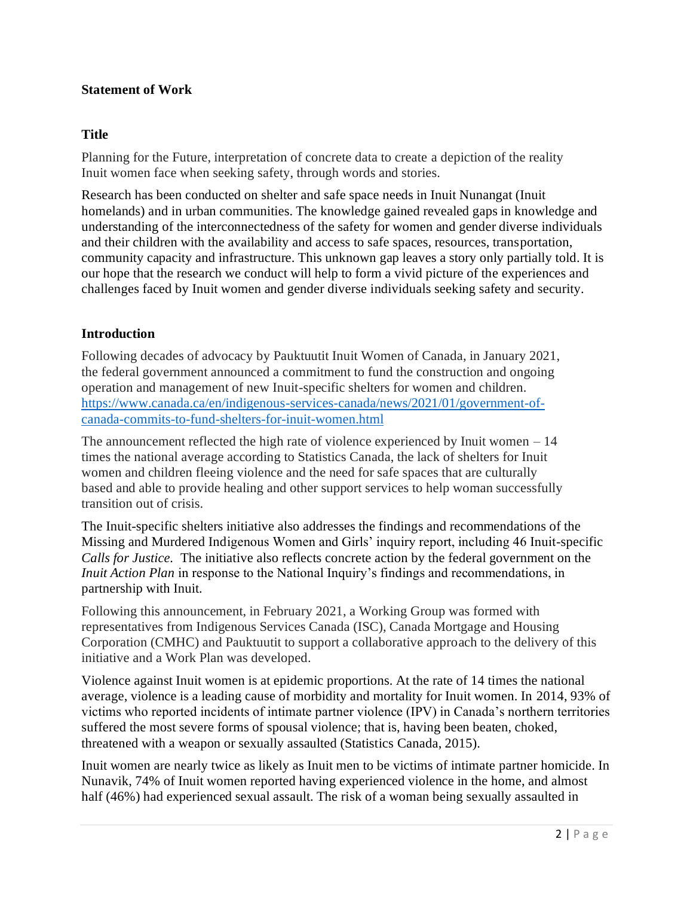**Statement of Work**

**Title**

Planning for the Future, interpretation of concrete data to create a depiction of the reality Inuit women face when seeking safety, through words and stories.

Research has been conducted on shelter and safe space needs in Inuit Nunangat (Inuit homelands) and in urban communities. The knowledge gained revealed gaps in knowledge and understanding of the interconnectedness of the safety for women and gender diverse individuals and their children with the availability and access to safe spaces, resources, transportation, community capacity and infrastructure. This unknown gap leaves a story only partially told. It is our hope that the research we conduct will help to form a vivid picture of the experiences and challenges faced by Inuit women and gender diverse individuals seeking safety and security.

**Introduction**

Following decades of advocacy by Pauktuutit Inuit Women of Canada, in January 2021, the federal government announced a commitment to fund the construction and ongoing operation and management of new Inuit-specific shelters for women and children. [https://www.canada.ca/en/indigenous-services-canada/news/2021/01/government-of-canada-commits-to-fund-shelters-for-inuit-women.html](https://www.canada.ca/en/indigenous-services-canada/news/2021/01/government-of-canada-commits-to-fund-shelters-for-inuit-women.html)

The announcement reflected the high rate of violence experienced by Inuit women – 14 times the national average according to Statistics Canada, the lack of shelters for Inuit women and children fleeing violence and the need for safe spaces that are culturally based and able to provide healing and other support services to help woman successfully transition out of crisis.

The Inuit-specific shelters initiative also addresses the findings and recommendations of the Missing and Murdered Indigenous Women and Girls' inquiry report, including 46 Inuit-specific *Calls for Justice.* The initiative also reflects concrete action by the federal government on the *Inuit Action Plan* in response to the National Inquiry's findings and recommendations, in partnership with Inuit.

Following this announcement, in February 2021, a Working Group was formed with representatives from Indigenous Services Canada (ISC), Canada Mortgage and Housing Corporation (CMHC) and Pauktuutit to support a collaborative approach to the delivery of this initiative and a Work Plan was developed.

Violence against Inuit women is at epidemic proportions. At the rate of 14 times the national average, violence is a leading cause of morbidity and mortality for Inuit women. In 2014, 93% of victims who reported incidents of intimate partner violence (IPV) in Canada's northern territories suffered the most severe forms of spousal violence; that is, having been beaten, choked, threatened with a weapon or sexually assaulted (Statistics Canada, 2015).

Inuit women are nearly twice as likely as Inuit men to be victims of intimate partner homicide. In Nunavik, 74% of Inuit women reported having experienced violence in the home, and almost half (46%) had experienced sexual assault. The risk of a woman being sexually assaulted in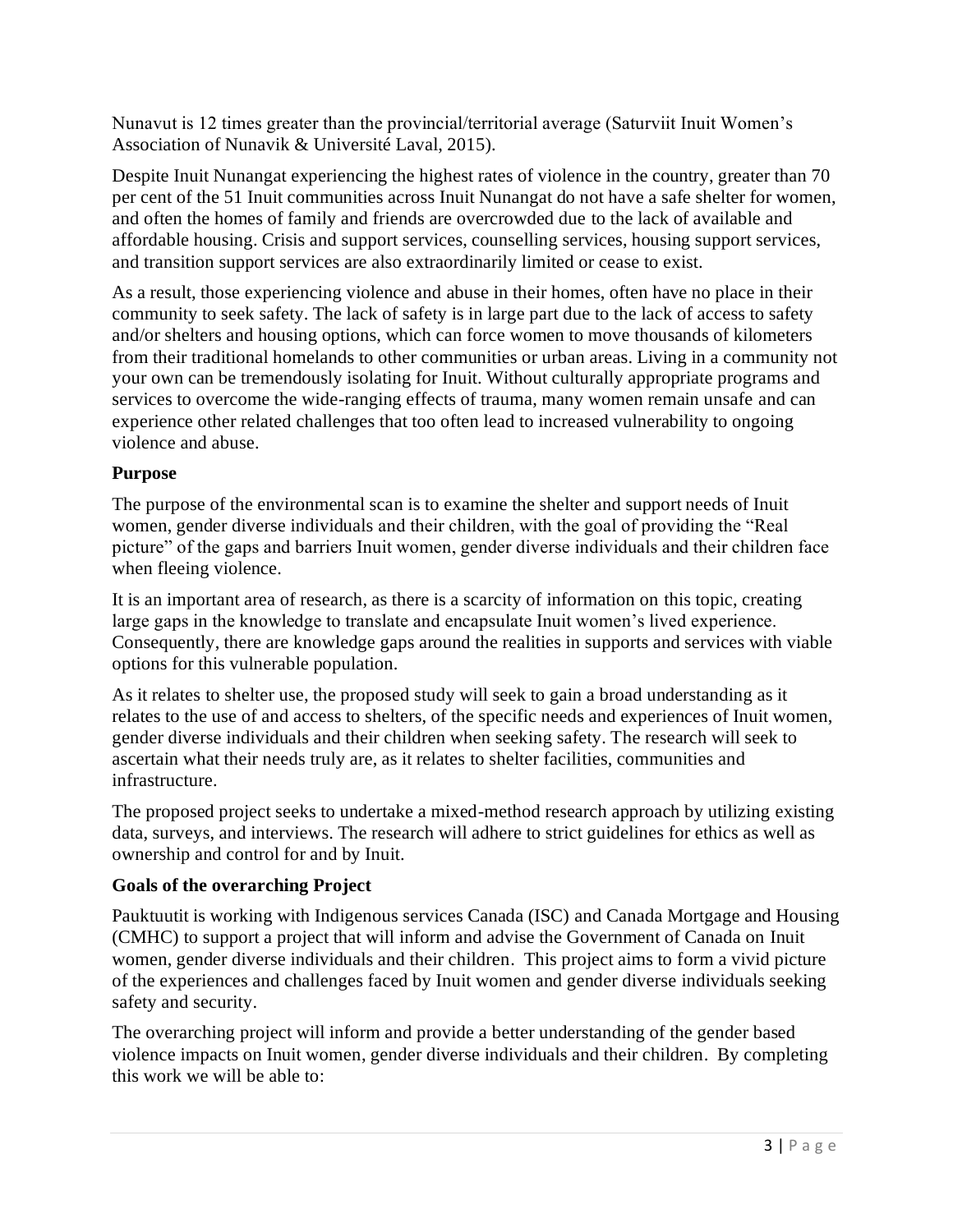Nunavut is 12 times greater than the provincial/territorial average (Saturviit Inuit Women's Association of Nunavik & Université Laval, 2015).

Despite Inuit Nunangat experiencing the highest rates of violence in the country, greater than 70 per cent of the 51 Inuit communities across Inuit Nunangat do not have a safe shelter for women, and often the homes of family and friends are overcrowded due to the lack of available and affordable housing. Crisis and support services, counselling services, housing support services, and transition support services are also extraordinarily limited or cease to exist.

As a result, those experiencing violence and abuse in their homes, often have no place in their community to seek safety. The lack of safety is in large part due to the lack of access to safety and/or shelters and housing options, which can force women to move thousands of kilometers from their traditional homelands to other communities or urban areas. Living in a community not your own can be tremendously isolating for Inuit. Without culturally appropriate programs and services to overcome the wide-ranging effects of trauma, many women remain unsafe and can experience other related challenges that too often lead to increased vulnerability to ongoing violence and abuse.

## Purpose

The purpose of the environmental scan is to examine the shelter and support needs of Inuit women, gender diverse individuals and their children, with the goal of providing the "Real picture" of the gaps and barriers Inuit women, gender diverse individuals and their children face when fleeing violence.

It is an important area of research, as there is a scarcity of information on this topic, creating large gaps in the knowledge to translate and encapsulate Inuit women's lived experience. Consequently, there are knowledge gaps around the realities in supports and services with viable options for this vulnerable population.

As it relates to shelter use, the proposed study will seek to gain a broad understanding as it relates to the use of and access to shelters, of the specific needs and experiences of Inuit women, gender diverse individuals and their children when seeking safety. The research will seek to ascertain what their needs truly are, as it relates to shelter facilities, communities and infrastructure.

The proposed project seeks to undertake a mixed-method research approach by utilizing existing data, surveys, and interviews. The research will adhere to strict guidelines for ethics as well as ownership and control for and by Inuit.

## Goals of the overarching Project

Pauktuutit is working with Indigenous services Canada (ISC) and Canada Mortgage and Housing (CMHC) to support a project that will inform and advise the Government of Canada on Inuit women, gender diverse individuals and their children. This project aims to form a vivid picture of the experiences and challenges faced by Inuit women and gender diverse individuals seeking safety and security.

The overarching project will inform and provide a better understanding of the gender based violence impacts on Inuit women, gender diverse individuals and their children. By completing this work we will be able to: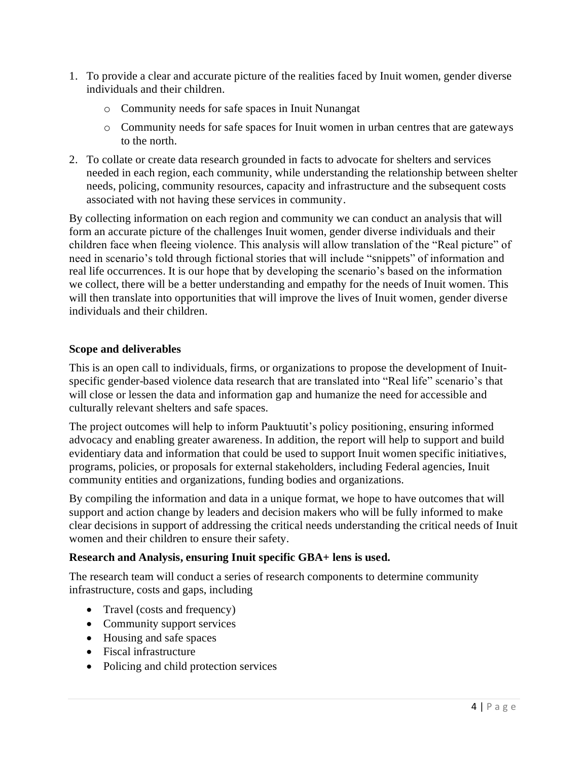1. To provide a clear and accurate picture of the realities faced by Inuit women, gender diverse individuals and their children.
   - Community needs for safe spaces in Inuit Nunangat
   - Community needs for safe spaces for Inuit women in urban centres that are gateways to the north.
2. To collate or create data research grounded in facts to advocate for shelters and services needed in each region, each community, while understanding the relationship between shelter needs, policing, community resources, capacity and infrastructure and the subsequent costs associated with not having these services in community.

By collecting information on each region and community we can conduct an analysis that will form an accurate picture of the challenges Inuit women, gender diverse individuals and their children face when fleeing violence. This analysis will allow translation of the "Real picture" of need in scenario's told through fictional stories that will include "snippets" of information and real life occurrences. It is our hope that by developing the scenario's based on the information we collect, there will be a better understanding and empathy for the needs of Inuit women. This will then translate into opportunities that will improve the lives of Inuit women, gender diverse individuals and their children.

**Scope and deliverables**

This is an open call to individuals, firms, or organizations to propose the development of Inuit-specific gender-based violence data research that are translated into "Real life" scenario's that will close or lessen the data and information gap and humanize the need for accessible and culturally relevant shelters and safe spaces.

The project outcomes will help to inform Pauktuutit's policy positioning, ensuring informed advocacy and enabling greater awareness. In addition, the report will help to support and build evidentiary data and information that could be used to support Inuit women specific initiatives, programs, policies, or proposals for external stakeholders, including Federal agencies, Inuit community entities and organizations, funding bodies and organizations.

By compiling the information and data in a unique format, we hope to have outcomes that will support and action change by leaders and decision makers who will be fully informed to make clear decisions in support of addressing the critical needs understanding the critical needs of Inuit women and their children to ensure their safety.

**Research and Analysis, ensuring Inuit specific GBA+ lens is used.**

The research team will conduct a series of research components to determine community infrastructure, costs and gaps, including

- Travel (costs and frequency)
- Community support services
- Housing and safe spaces
- Fiscal infrastructure
- Policing and child protection services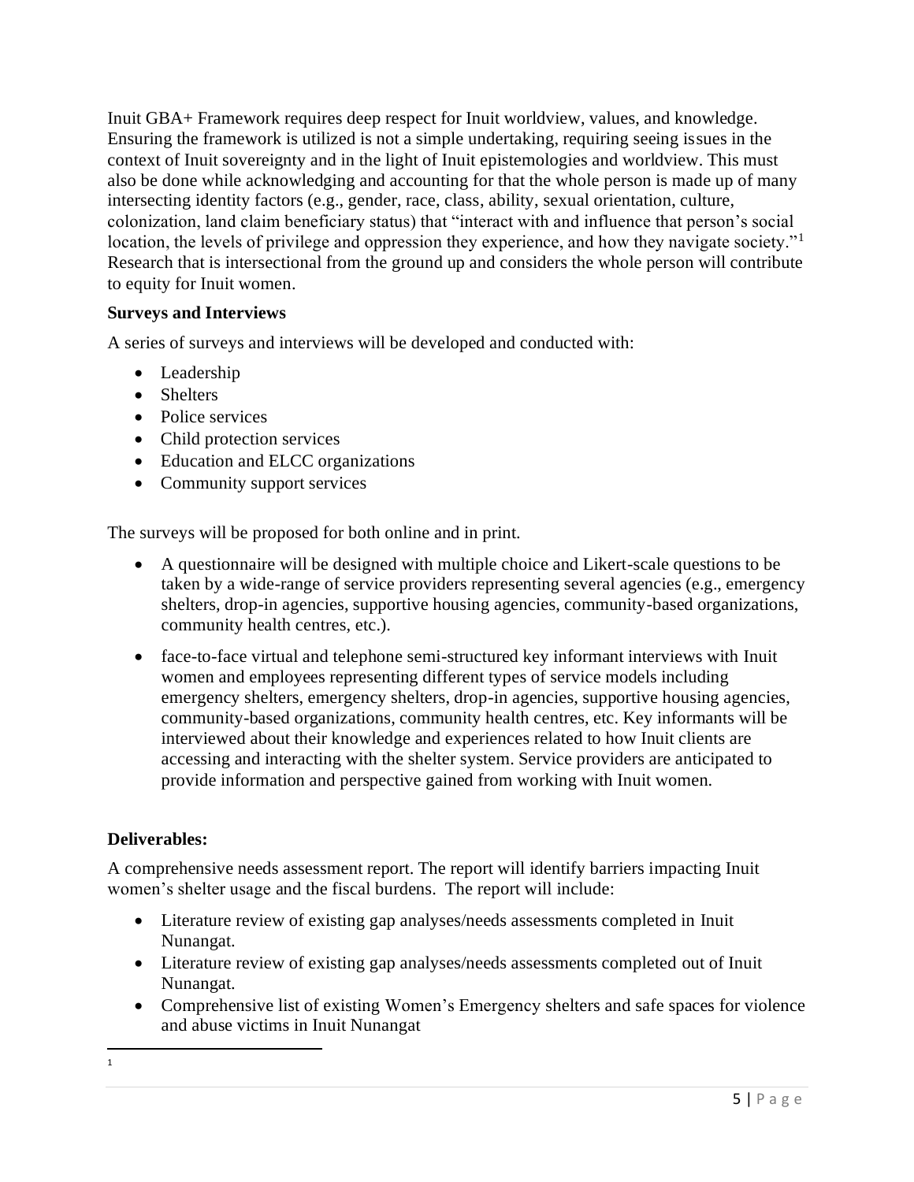Inuit GBA+ Framework requires deep respect for Inuit worldview, values, and knowledge. Ensuring the framework is utilized is not a simple undertaking, requiring seeing issues in the context of Inuit sovereignty and in the light of Inuit epistemologies and worldview. This must also be done while acknowledging and accounting for that the whole person is made up of many intersecting identity factors (e.g., gender, race, class, ability, sexual orientation, culture, colonization, land claim beneficiary status) that "interact with and influence that person's social location, the levels of privilege and oppression they experience, and how they navigate society."[1] Research that is intersectional from the ground up and considers the whole person will contribute to equity for Inuit women.

**Surveys and Interviews**

A series of surveys and interviews will be developed and conducted with:

- Leadership
- Shelters
- Police services
- Child protection services
- Education and ELCC organizations
- Community support services

The surveys will be proposed for both online and in print.

- A questionnaire will be designed with multiple choice and Likert-scale questions to be taken by a wide-range of service providers representing several agencies (e.g., emergency shelters, drop-in agencies, supportive housing agencies, community-based organizations, community health centres, etc.).
- face-to-face virtual and telephone semi-structured key informant interviews with Inuit women and employees representing different types of service models including emergency shelters, emergency shelters, drop-in agencies, supportive housing agencies, community-based organizations, community health centres, etc. Key informants will be interviewed about their knowledge and experiences related to how Inuit clients are accessing and interacting with the shelter system. Service providers are anticipated to provide information and perspective gained from working with Inuit women.

**Deliverables:**

A comprehensive needs assessment report. The report will identify barriers impacting Inuit women's shelter usage and the fiscal burdens. The report will include:

- Literature review of existing gap analyses/needs assessments completed in Inuit Nunangat.
- Literature review of existing gap analyses/needs assessments completed out of Inuit Nunangat.
- Comprehensive list of existing Women's Emergency shelters and safe spaces for violence and abuse victims in Inuit Nunangat

[1]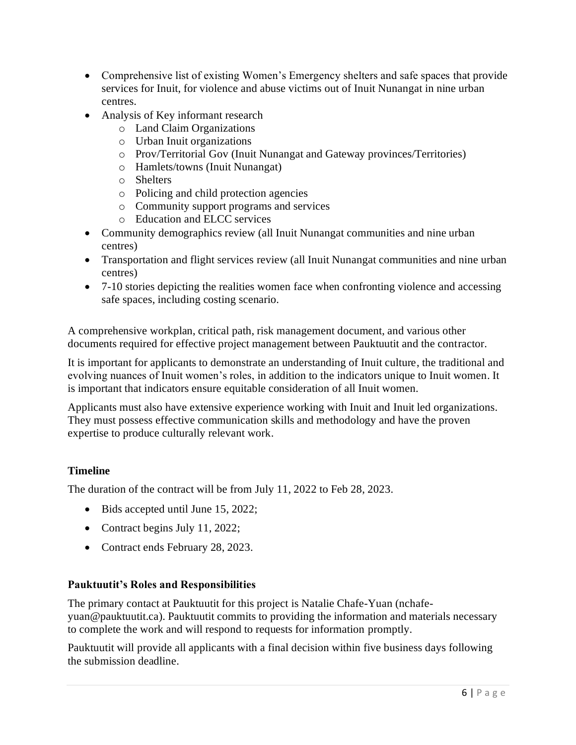- Comprehensive list of existing Women's Emergency shelters and safe spaces that provide services for Inuit, for violence and abuse victims out of Inuit Nunangat in nine urban centres.
- Analysis of Key informant research
  - Land Claim Organizations
  - Urban Inuit organizations
  - Prov/Territorial Gov (Inuit Nunangat and Gateway provinces/Territories)
  - Hamlets/towns (Inuit Nunangat)
  - Shelters
  - Policing and child protection agencies
  - Community support programs and services
  - Education and ELCC services
- Community demographics review (all Inuit Nunangat communities and nine urban centres)
- Transportation and flight services review (all Inuit Nunangat communities and nine urban centres)
- 7-10 stories depicting the realities women face when confronting violence and accessing safe spaces, including costing scenario.

A comprehensive workplan, critical path, risk management document, and various other documents required for effective project management between Pauktuutit and the contractor.

It is important for applicants to demonstrate an understanding of Inuit culture, the traditional and evolving nuances of Inuit women's roles, in addition to the indicators unique to Inuit women. It is important that indicators ensure equitable consideration of all Inuit women.

Applicants must also have extensive experience working with Inuit and Inuit led organizations. They must possess effective communication skills and methodology and have the proven expertise to produce culturally relevant work.

### Timeline

The duration of the contract will be from July 11, 2022 to Feb 28, 2023.

- Bids accepted until June 15, 2022;
- Contract begins July 11, 2022;
- Contract ends February 28, 2023.

### Pauktuutit's Roles and Responsibilities

The primary contact at Pauktuutit for this project is Natalie Chafe-Yuan (nchafe-yuan@pauktuutit.ca). Pauktuutit commits to providing the information and materials necessary to complete the work and will respond to requests for information promptly.

Pauktuutit will provide all applicants with a final decision within five business days following the submission deadline.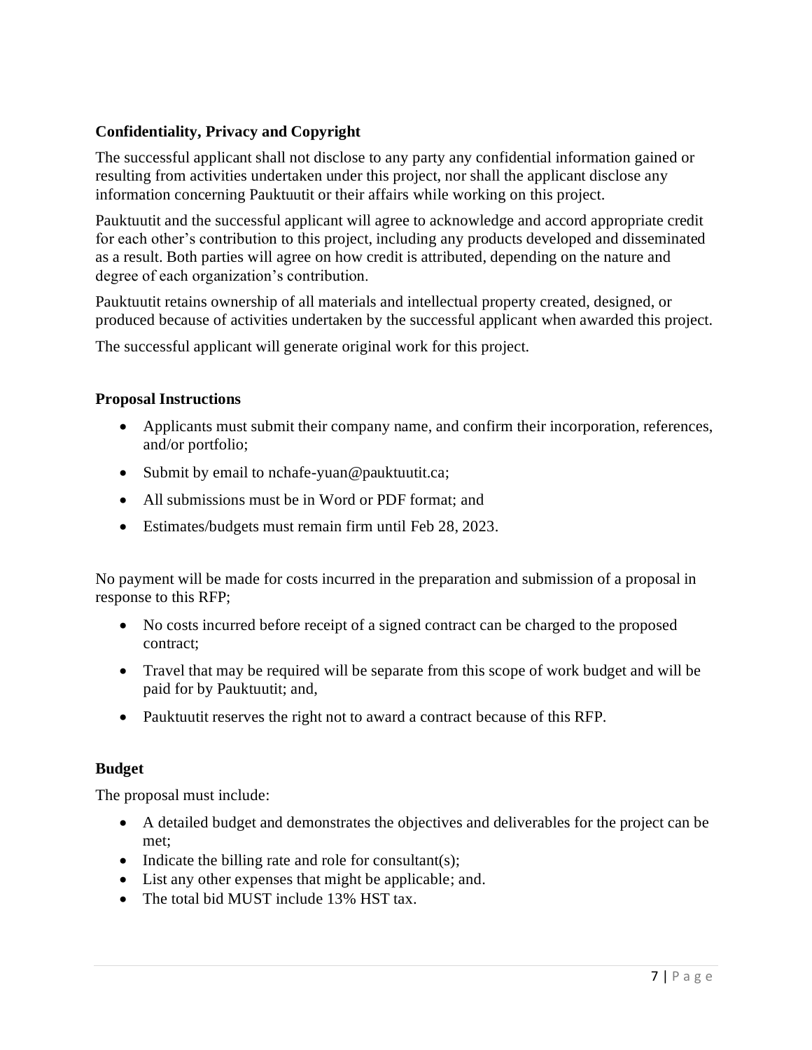**Confidentiality, Privacy and Copyright**

The successful applicant shall not disclose to any party any confidential information gained or resulting from activities undertaken under this project, nor shall the applicant disclose any information concerning Pauktuutit or their affairs while working on this project.

Pauktuutit and the successful applicant will agree to acknowledge and accord appropriate credit for each other's contribution to this project, including any products developed and disseminated as a result. Both parties will agree on how credit is attributed, depending on the nature and degree of each organization's contribution.

Pauktuutit retains ownership of all materials and intellectual property created, designed, or produced because of activities undertaken by the successful applicant when awarded this project.

The successful applicant will generate original work for this project.

**Proposal Instructions**

- Applicants must submit their company name, and confirm their incorporation, references, and/or portfolio;
- Submit by email to nchafe-yuan@pauktuutit.ca;
- All submissions must be in Word or PDF format; and
- Estimates/budgets must remain firm until Feb 28, 2023.

No payment will be made for costs incurred in the preparation and submission of a proposal in response to this RFP;

- No costs incurred before receipt of a signed contract can be charged to the proposed contract;
- Travel that may be required will be separate from this scope of work budget and will be paid for by Pauktuutit; and,
- Pauktuutit reserves the right not to award a contract because of this RFP.

**Budget**

The proposal must include:

- A detailed budget and demonstrates the objectives and deliverables for the project can be met;
- Indicate the billing rate and role for consultant(s);
- List any other expenses that might be applicable; and.
- The total bid MUST include 13% HST tax.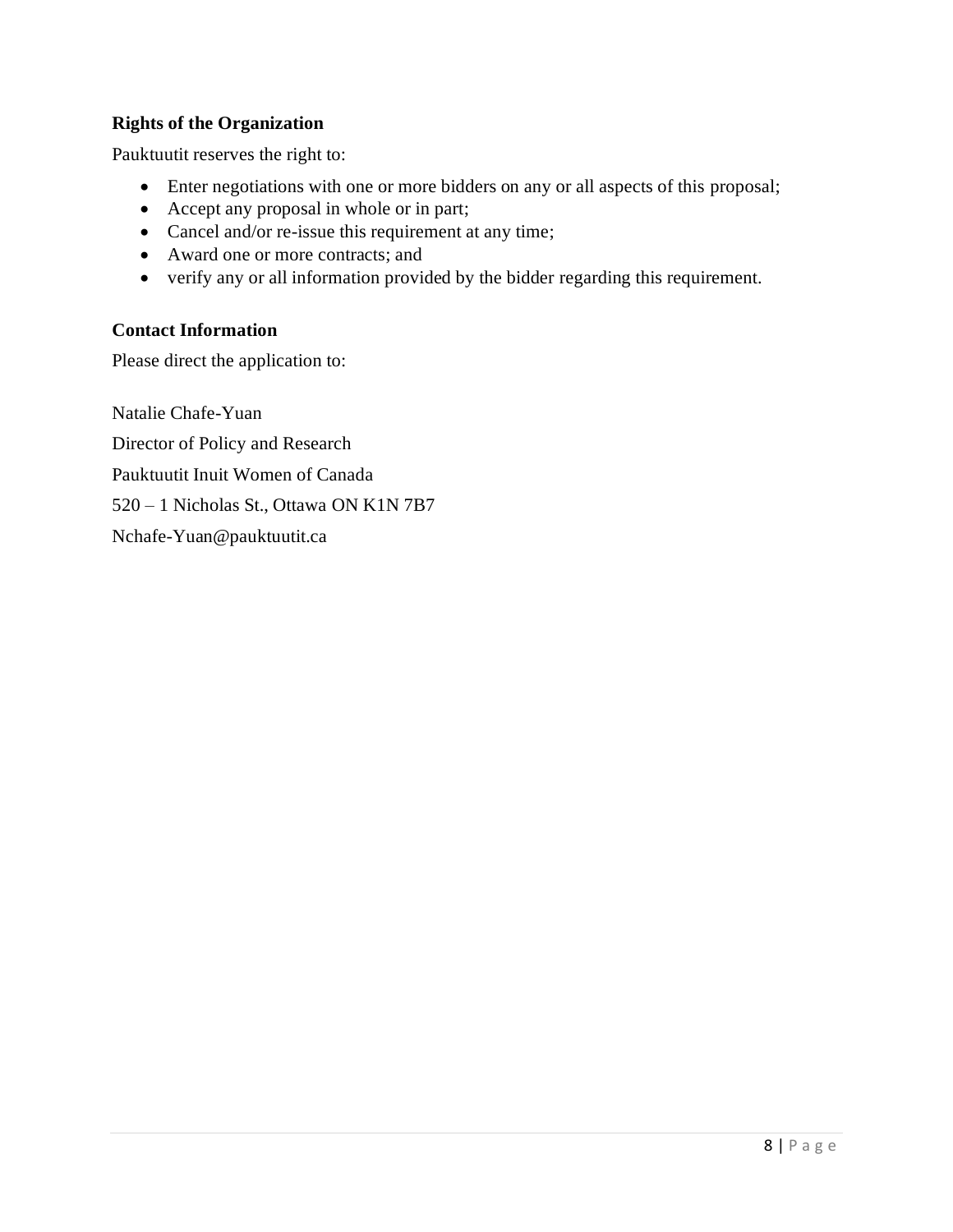**Rights of the Organization**

Pauktuutit reserves the right to:

- Enter negotiations with one or more bidders on any or all aspects of this proposal;
- Accept any proposal in whole or in part;
- Cancel and/or re-issue this requirement at any time;
- Award one or more contracts; and
- verify any or all information provided by the bidder regarding this requirement.

**Contact Information**

Please direct the application to:

Natalie Chafe-Yuan

Director of Policy and Research

Pauktuutit Inuit Women of Canada

520 – 1 Nicholas St., Ottawa ON K1N 7B7

Nchafe-Yuan@pauktuutit.ca